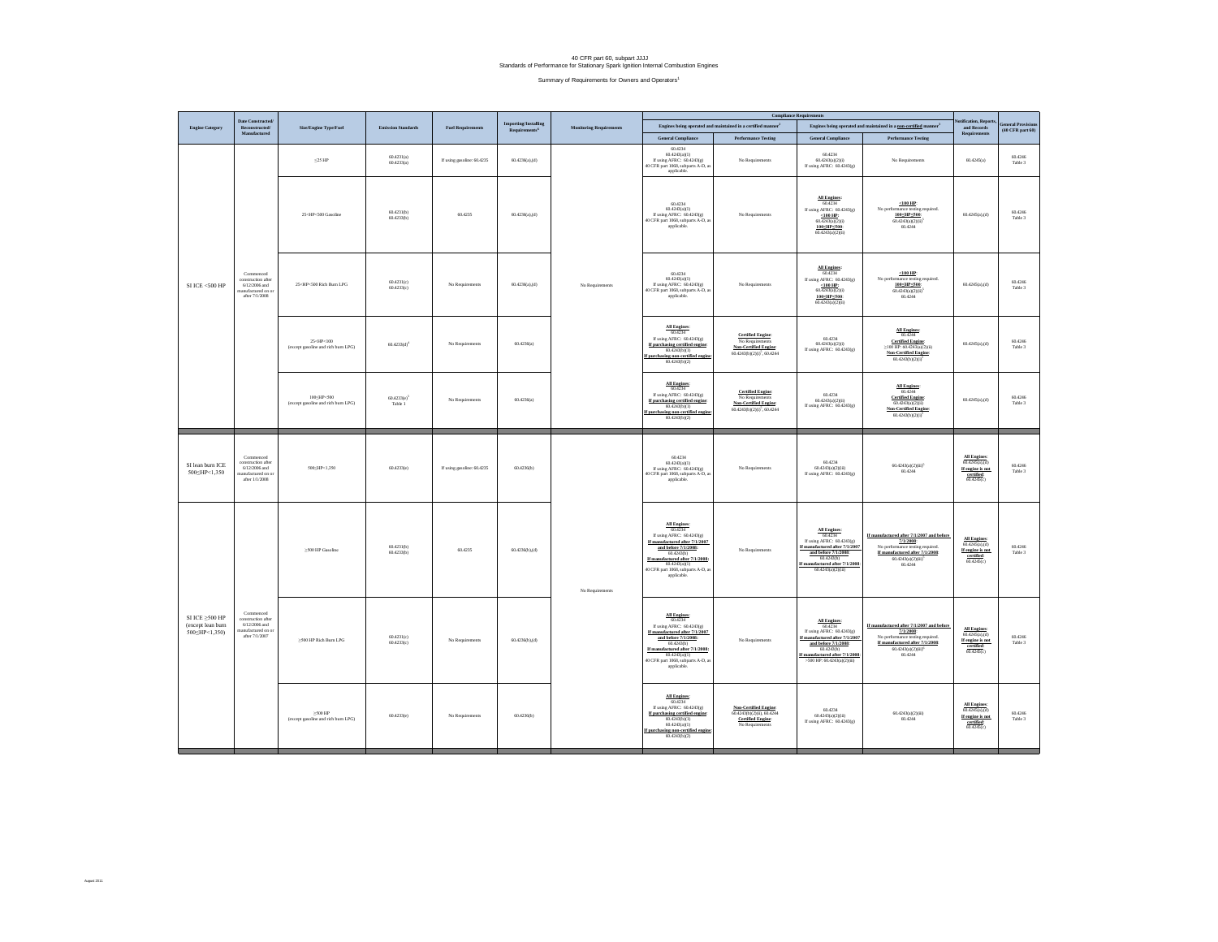# 40 CFR part 60, subpart JJJJ

## Standards of Performance for Stationary Spark Ignition Internal Combustion Engines

### Summary of Requirements for Owners and Operators[1]

| Engine Category | Date Constructed/ Reconstructed/ Manufactured | Size/Engine Type/Fuel | Emission Standards | Fuel Requirements | Importing/Installing Requirements[6] | Monitoring Requirements | Compliance Requirements: Engines being operated and maintained in a certified manner[2] – General Compliance | Compliance Requirements: Engines being operated and maintained in a certified manner[2] – Performance Testing | Compliance Requirements: Engines being operated and maintained in a non-certified manner[3] – General Compliance | Compliance Requirements: Engines being operated and maintained in a non-certified manner[3] – Performance Testing | Notification, Reports, and Records Requirements | General Provisions (40 CFR part 60) |
|---|---|---|---|---|---|---|---|---|---|---|---|---|
| SI ICE <500 HP | Commenced construction after 6/12/2006 and manufactured on or after 7/1/2008 | ≤25 HP | 60.4231(a) 60.4233(a) | If using gasoline: 60.4235 | 60.4236(a),(d) | No Requirements | 60.4234 60.4243(a)(1) If using AFRC: 60.4243(g) 40 CFR part 1068, subparts A-D, as applicable. | No Requirements | 60.4234 60.4243(a)(2)(i) If using AFRC: 60.4243(g) | No Requirements | 60.4245(a) | 60.4246 Table 3 |
| | | 25<HP<500 Gasoline | 60.4231(b) 60.4233(b) | 60.4235 | 60.4236(a),(d) | | 60.4234 60.4243(a)(1) If using AFRC: 60.4243(g) 40 CFR part 1068, subparts A-D, as applicable. | No Requirements | **All Engines:** 60.4234 If using AFRC: 60.4243(g) **<100 HP:** 60.4243(a)(2)(i) **100≤HP<500:** 60.4243(a)(2)(ii) | **<100 HP:** No performance testing required. **100≤HP<500:** 60.4243(a)(2)(ii)[7] 60.4244 | 60.4245(a),(d) | 60.4246 Table 3 |
| | | 25<HP<500 Rich Burn LPG | 60.4231(c) 60.4233(c) | No Requirements | 60.4236(a),(d) | | 60.4234 60.4243(a)(1) If using AFRC: 60.4243(g) 40 CFR part 1068, subparts A-D, as applicable. | No Requirements | **All Engines:** 60.4234 If using AFRC: 60.4243(g) **<100 HP:** 60.4243(a)(2)(i) **100≤HP<500:** 60.4243(a)(2)(ii) | **<100 HP:** No performance testing required. **100≤HP<500:** 60.4243(a)(2)(ii)[7] 60.4244 | 60.4245(a),(d) | 60.4246 Table 3 |
| | | 25<HP<100 (except gasoline and rich burn LPG) | 60.4233(d)[4] | No Requirements | 60.4236(a) | | **All Engines:** 60.4234 If using AFRC: 60.4243(g) **If purchasing certified engine:** 60.4243(b)(1) **If purchasing non-certified engine:** 60.4243(b)(2) | **Certified Engine:** No Requirements **Non-Certified Engine:** 60.4243(b)(2)(i)[7], 60.4244 | 60.4234 60.4243(a)(2)(i) If using AFRC: 60.4243(g) | **All Engines:** 60.4244 **Certified Engine:** ≥100 HP: 60.4243(a)(2)(ii) **Non-Certified Engine:** 60.4243(b)(2)(i)[7] | 60.4245(a),(d) | 60.4246 Table 3 |
| | | 100≤HP<500 (except gasoline and rich burn LPG) | 60.4233(e)[5] Table 1 | No Requirements | 60.4236(a) | | **All Engines:** 60.4234 If using AFRC: 60.4243(g) **If purchasing certified engine:** 60.4243(b)(1) **If purchasing non-certified engine:** 60.4243(b)(2) | **Certified Engine:** No Requirements **Non-Certified Engine:** 60.4243(b)(2)(i)[7], 60.4244 | 60.4234 60.4243(a)(2)(ii) If using AFRC: 60.4243(g) | **All Engines:** 60.4244 **Certified Engine:** 60.4243(a)(2)(ii) **Non-Certified Engine:** 60.4243(b)(2)(i)[7] | 60.4245(a),(d) | 60.4246 Table 3 |
| SI lean burn ICE 500≤HP<1,350 | Commenced construction after 6/12/2006 and manufactured on or after 1/1/2008 | 500≤HP<1,350 | 60.4233(e) | If using gasoline: 60.4235 | 60.4236(b) | No Requirements | 60.4234 60.4243(a)(1) If using AFRC: 60.4243(g) 40 CFR part 1068, subparts A-D, as applicable. | No Requirements | 60.4234 60.4243(a)(2)(iii) If using AFRC: 60.4243(g) | 60.4243(a)(2)(iii)[7] 60.4244 | **All Engines:** 60.4245(a),(d) **If engine is not certified:** 60.4245(c) | 60.4246 Table 3 |
| SI ICE ≥500 HP (except lean burn 500≤HP<1,350) | Commenced construction after 6/12/2006 and manufactured on or after 7/1/2007 | ≥500 HP Gasoline | 60.4231(b) 60.4233(b) | 60.4235 | 60.4236(b),(d) | | **All Engines:** 60.4234 If using AFRC: 60.4243(g) **If manufactured after 7/1/2007 and before 7/1/2008:** 60.4243(b) **If manufactured after 7/1/2008:** 60.4243(a)(1) 40 CFR part 1068, subparts A-D, as applicable. | No Requirements | **All Engines:** 60.4234 If using AFRC: 60.4243(g) **If manufactured after 7/1/2007 and before 7/1/2008:** 60.4243(b) **If manufactured after 7/1/2008:** 60.4243(a)(2)(iii) | **If manufactured after 7/1/2007 and before 7/1/2008:** No performance testing required. **If manufactured after 7/1/2008:** 60.4243(a)(2)(iii)[7] 60.4244 | **All Engines:** 60.4245(a),(d) **If engine is not certified:** 60.4245(c) | 60.4246 Table 3 |
| | | ≥500 HP Rich Burn LPG | 60.4231(c) 60.4233(c) | No Requirements | 60.4236(b),(d) | | **All Engines:** 60.4234 If using AFRC: 60.4243(g) **If manufactured after 7/1/2007 and before 7/1/2008:** 60.4243(b) **If manufactured after 7/1/2008:** 60.4243(a)(1) 40 CFR part 1068, subparts A-D, as applicable. | No Requirements | **All Engines:** 60.4234 If using AFRC: 60.4243(g) **If manufactured after 7/1/2007 and before 7/1/2008:** 60.4243(b) **If manufactured after 7/1/2008:** >500 HP: 60.4243(a)(2)(iii) | **If manufactured after 7/1/2007 and before 7/1/2008:** No performance testing required. **If manufactured after 7/1/2008:** 60.4243(a)(2)(iii)[7] 60.4244 | **All Engines:** 60.4245(a),(d) **If engine is not certified:** 60.4245(c) | 60.4246 Table 3 |
| | | ≥500 HP (except gasoline and rich burn LPG) | 60.4233(e) | No Requirements | 60.4236(b) | | **All Engines:** 60.4234 If using AFRC: 60.4243(g) **If purchasing certified engine:** 60.4243(b)(1) 60.4243(a)(1) **If purchasing non-certified engine:** 60.4243(b)(2) | **Non-Certified Engine:** 60.4243(b)(2)(ii), 60.4244 **Certified Engine:** No Requirements | 60.4234 60.4243(a)(2)(iii) If using AFRC: 60.4243(g) | 60.4243(a)(2)(iii) 60.4244 | **All Engines:** 60.4245(a),(d) **If engine is not certified:** 60.4245(c) | 60.4246 Table 3 |

August 2011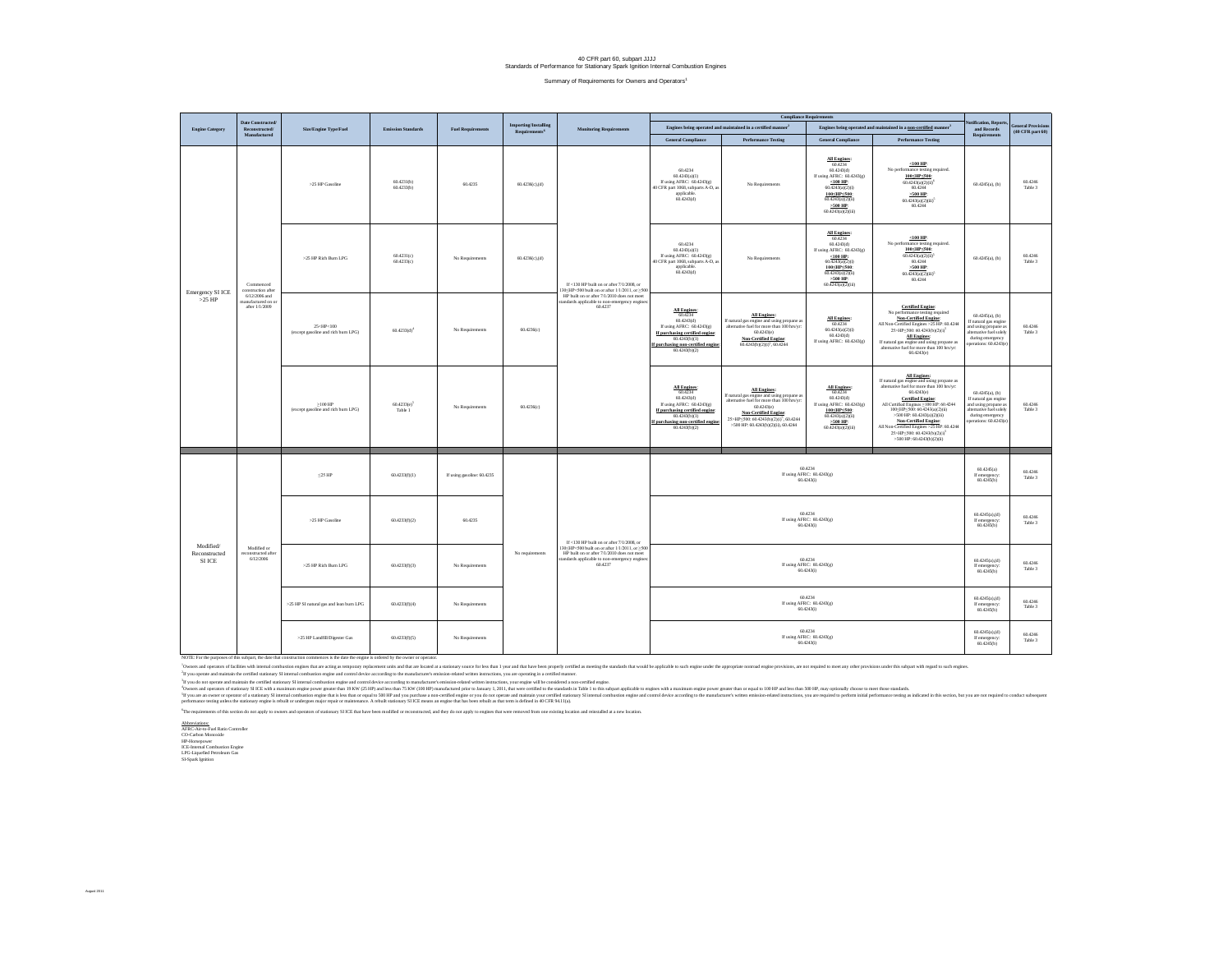40 CFR part 60, subpart JJJJ
Standards of Performance for Stationary Spark Ignition Internal Combustion Engines

Summary of Requirements for Owners and Operators[1]

| Engine Category | Date Constructed/ Reconstructed/ Manufactured | Size/Engine Type/Fuel | Emission Standards | Fuel Requirements | Importing/Installing Requirements[6] | Monitoring Requirements | Compliance Requirements: Engines being operated and maintained in a certified manner[2] – General Compliance | Compliance Requirements: Engines being operated and maintained in a certified manner[2] – Performance Testing | Compliance Requirements: Engines being operated and maintained in a non-certified manner[3] – General Compliance | Compliance Requirements: Engines being operated and maintained in a non-certified manner[3] – Performance Testing | Notification, Reports, and Records Requirements | General Provisions (40 CFR part 60) |
|---|---|---|---|---|---|---|---|---|---|---|---|---|
| Emergency SI ICE >25 HP | Commenced construction after 6/12/2006 and manufactured on or after 1/1/2009 | >25 HP Gasoline | 60.4233(b) 60.4233(b) | 60.4235 | 60.4236(c),(d) | If <130 HP built on or after 7/1/2008, or 130≤HP<500 built on or after 1/1/2011, or ≥500 HP built on or after 7/1/2010 does not meet standards applicable to non-emergency engines: 60.4237 | 60.4234 60.4243(a)(1) If using AFRC: 60.4243(g) 40 CFR part 1068, subparts A-D, as applicable. 60.4243(d) | No Requirements | **All Engines:** 60.4234 60.4243(d) If using AFRC: 60.4243(g) **<100 HP:** 60.4243(a)(2)(i) **100≤HP≤500:** 60.4243(a)(2)(ii) **>500 HP:** 60.4243(a)(2)(iii) | **≤100 HP:** No performance testing required. **100≤HP≤500:** 60.4243(a)(2)(ii)[5] 60.4244 **>500 HP:** 60.4243(a)(2)(iii)[5] 60.4244 | 60.4245(a), (b) | 60.4246 Table 3 |
| | | >25 HP Rich Burn LPG | 60.4231(c) 60.4233(c) | No Requirements | 60.4236(c),(d) | | 60.4234 60.4243(a)(1) If using AFRC: 60.4243(g) 40 CFR part 1068, subparts A-D, as applicable. 60.4243(d) | No Requirements | **All Engines:** 60.4234 60.4243(d) If using AFRC: 60.4243(g) **<100 HP:** 60.4243(a)(2)(i) **100≤HP≤500:** 60.4243(a)(2)(ii) **>500 HP:** 60.4243(a)(2)(iii) | **≤100 HP:** No performance testing required. **100≤HP≤500:** 60.4243(a)(2)(ii)[5] 60.4244 **>500 HP:** 60.4243(a)(2)(iii)[5] 60.4244 | 60.4245(a), (b) | 60.4246 Table 3 |
| | | 25<HP<100 (except gasoline and rich burn LPG) | 60.4233(d)[4] | No Requirements | 60.4236(c) | | **All Engines:** 60.4234 60.4243(d) If using AFRC: 60.4243(g) **If purchasing certified engine:** 60.4243(b)(1) **If purchasing non-certified engine:** 60.4243(b)(2) | **All Engines:** If natural gas engine and using propane as alternative fuel for more than 100 hrs/yr: 60.4243(e) **Non-Certified Engine:** 60.4243(b)(2)(i)[5], 60.4244 | **All Engines:** 60.4234 60.4243(a)(2)(i) 60.4243(d) If using AFRC: 60.4243(g) | **Certified Engine:** No performance testing required **Non-Certified Engine:** All Non-Certified Engines >25 HP: 60.4244 25<HP≤500: 60.4243(b)(2)(i)[5] **All Engines:** If natural gas engine and using propane as alternative fuel for more than 100 hrs/yr: 60.4243(e) | 60.4245(a), (b) If natural gas engine and using propane as alternative fuel solely during emergency operations: 60.4243(e) | 60.4246 Table 3 |
| | | ≥100 HP (except gasoline and rich burn LPG) | 60.4233(e)[7] Table 1 | No Requirements | 60.4236(c) | | **All Engines:** 60.4234 60.4243(d) If using AFRC: 60.4243(g) **If purchasing certified engine:** 60.4243(b)(1) **If purchasing non-certified engine:** 60.4243(b)(2) | **All Engines:** If natural gas engine and using propane as alternative fuel for more than 100 hrs/yr: 60.4243(e) **Non-Certified Engine:** 25<HP≤500: 60.4243(b)(2)(i)[5], 60.4244 >500 HP: 60.4243(b)(2)(ii), 60.4244 | **All Engines:** 60.4234 60.4243(d) If using AFRC: 60.4243(g) **100≤HP≤500:** 60.4243(a)(2)(ii) **>500 HP:** 60.4243(a)(2)(iii) | **All Engines:** If natural gas engine and using propane as alternative fuel for more than 100 hrs/yr: 60.4243(e) **Certified Engine:** All Certified Engines ≥100 HP: 60.4244 100≤HP≤500: 60.4243(a)(2)(ii) >500 HP: 60.4243(a)(2)(iii) **Non-Certified Engine:** All Non-Certified Engines >25 HP: 60.4244 25<HP≤500: 60.4243(b)(2)(i)[5] >500 HP: 60.4243(b)(2)(ii) | 60.4245(a), (b) If natural gas engine and using propane as alternative fuel solely during emergency operations: 60.4243(e) | 60.4246 Table 3 |
| Modified/ Reconstructed SI ICE | Modified or reconstructed after 6/12/2006 | ≤25 HP | 60.4233(f)(1) | If using gasoline: 60.4235 | No requirements | If <130 HP built on or after 7/1/2008, or 130≤HP<500 built on or after 1/1/2011, or ≥500 HP built on or after 7/1/2010 does not meet standards applicable to non-emergency engines: 60.4237 | 60.4234 If using AFRC: 60.4243(g) 60.4243(i) | | | | 60.4245(a) If emergency: 60.4245(b) | 60.4246 Table 3 |
| | | >25 HP Gasoline | 60.4233(f)(2) | 60.4235 | | | 60.4234 If using AFRC: 60.4243(g) 60.4243(i) | | | | 60.4245(a),(d) If emergency: 60.4245(b) | 60.4246 Table 3 |
| | | >25 HP Rich Burn LPG | 60.4233(f)(3) | No Requirements | | | 60.4234 If using AFRC: 60.4243(g) 60.4243(i) | | | | 60.4245(a),(d) If emergency: 60.4245(b) | 60.4246 Table 3 |
| | | >25 HP SI natural gas and lean burn LPG | 60.4233(f)(4) | No Requirements | | | 60.4234 If using AFRC: 60.4243(g) 60.4243(i) | | | | 60.4245(a),(d) If emergency: 60.4245(b) | 60.4246 Table 3 |
| | | >25 HP Landfill/Digester Gas | 60.4233(f)(5) | No Requirements | | | 60.4234 If using AFRC: 60.4243(g) 60.4243(i) | | | | 60.4245(a),(d) If emergency: 60.4245(b) | 60.4246 Table 3 |

NOTE: For the purposes of this subpart, the date that construction commences is the date the engine is ordered by the owner or operator.

[1]Owners and operators of facilities with internal combustion engines that are acting as temporary replacement units and that are located at a stationary source for less than 1 year and that have been properly certified as meeting the standards that would be applicable to such engine under the appropriate nonroad engine provisions, are not required to meet any other provisions under this subpart with regard to such engines.

[2]If you operate and maintain the certified stationary SI internal combustion engine and control device according to the manufacturer's emission-related written instructions, you are operating in a certified manner.

[3]If you do not operate and maintain the certified stationary SI internal combustion engine and control device according to manufacturer's emission-related written instructions, your engine will be considered a non-certified engine.

[4]Owners and operators of stationary SI ICE with a maximum engine power greater than 19 KW (25 HP) and less than 75 KW (100 HP) manufactured prior to January 1, 2011, that were certified to the standards in Table 1 to this subpart applicable to engines with a maximum engine power greater than or equal to 100 HP and less than 500 HP, may optionally choose to meet those standards.

[5]If you are an owner or operator of a stationary SI internal combustion engine that is less than or equal to 500 HP and you purchase a non-certified engine or you do not operate and maintain your certified stationary SI internal combustion engine and control device according to the manufacturer's written emission-related instructions, you are required to perform initial performance testing as indicated in this section, but you are not required to conduct subsequent performance testing unless the stationary engine is rebuilt or undergoes major repair or maintenance. A rebuilt stationary SI ICE means an engine that has been rebuilt as that term is defined in 40 CFR 94.11(a).

[6]The requirements of this section do not apply to owners and operators of stationary SI ICE that have been modified or reconstructed, and they do not apply to engines that were removed from one existing location and reinstalled at a new location.

Abbreviations:
AFRC-Air-to-Fuel Ratio Controller
CO-Carbon Monoxide
HP-Horsepower
ICE-Internal Combustion Engine
LPG-Liquefied Petroleum Gas
SI-Spark Ignition

August 2011